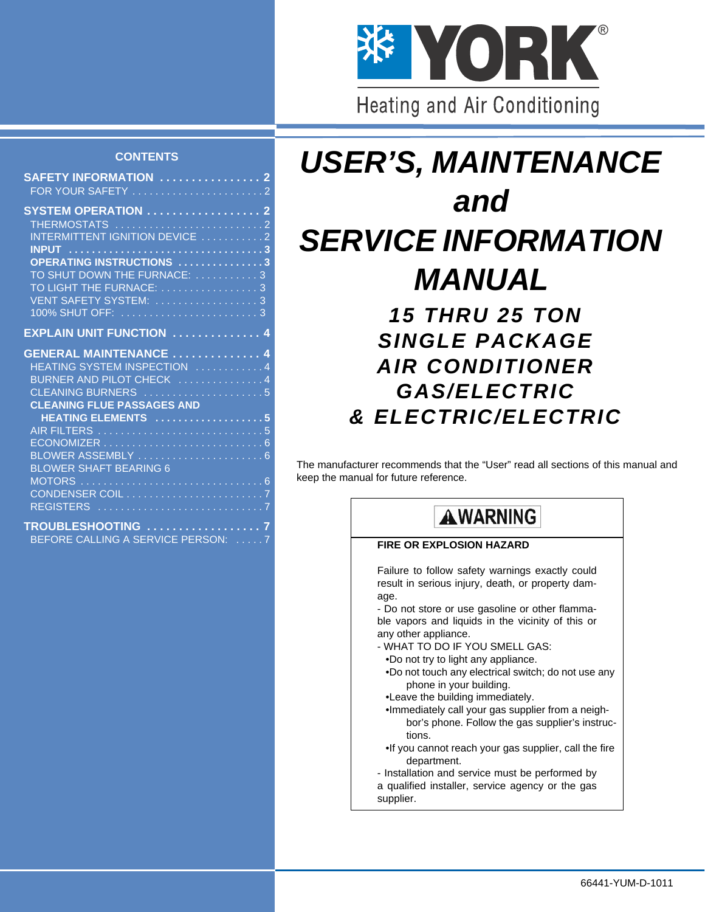YORK®

Heating and Air Conditioning

## CONTENTS

**SAFETY INFORMATION . . . . . . . . . . . . . . . . 2**
FOR YOUR SAFETY . . . . . . . . . . . . . . . . . . . . . . . 2

**SYSTEM OPERATION . . . . . . . . . . . . . . . . . . 2**
THERMOSTATS . . . . . . . . . . . . . . . . . . . . . . . . . . 2
INTERMITTENT IGNITION DEVICE . . . . . . . . . . . 2
**INPUT . . . . . . . . . . . . . . . . . . . . . . . . . . . . . . . . . 3**
**OPERATING INSTRUCTIONS . . . . . . . . . . . . . . 3**
TO SHUT DOWN THE FURNACE: . . . . . . . . . . . 3
TO LIGHT THE FURNACE: . . . . . . . . . . . . . . . . . 3
VENT SAFETY SYSTEM: . . . . . . . . . . . . . . . . . . 3
100% SHUT OFF: . . . . . . . . . . . . . . . . . . . . . . . . 3

**EXPLAIN UNIT FUNCTION . . . . . . . . . . . . . . 4**

**GENERAL MAINTENANCE . . . . . . . . . . . . . . 4**
HEATING SYSTEM INSPECTION . . . . . . . . . . . . 4
BURNER AND PILOT CHECK . . . . . . . . . . . . . . . 4
CLEANING BURNERS . . . . . . . . . . . . . . . . . . . . . 5
**CLEANING FLUE PASSAGES AND HEATING ELEMENTS . . . . . . . . . . . . . . . . . . 5**
AIR FILTERS . . . . . . . . . . . . . . . . . . . . . . . . . . . . . 5
ECONOMIZER . . . . . . . . . . . . . . . . . . . . . . . . . . . . 6
BLOWER ASSEMBLY . . . . . . . . . . . . . . . . . . . . . . 6
BLOWER SHAFT BEARING 6
MOTORS . . . . . . . . . . . . . . . . . . . . . . . . . . . . . . . . 6
CONDENSER COIL . . . . . . . . . . . . . . . . . . . . . . . . 7
REGISTERS . . . . . . . . . . . . . . . . . . . . . . . . . . . . . 7

**TROUBLESHOOTING . . . . . . . . . . . . . . . . . . 7**
BEFORE CALLING A SERVICE PERSON: . . . . . 7

# *USER'S, MAINTENANCE and SERVICE INFORMATION MANUAL*

## *15 THRU 25 TON SINGLE PACKAGE AIR CONDITIONER GAS/ELECTRIC & ELECTRIC/ELECTRIC*

The manufacturer recommends that the "User" read all sections of this manual and keep the manual for future reference.

**⚠WARNING**

**FIRE OR EXPLOSION HAZARD**

Failure to follow safety warnings exactly could result in serious injury, death, or property damage.

- Do not store or use gasoline or other flammable vapors and liquids in the vicinity of this or any other appliance.
- WHAT TO DO IF YOU SMELL GAS:
  - •Do not try to light any appliance.
  - •Do not touch any electrical switch; do not use any phone in your building.
  - •Leave the building immediately.
  - •Immediately call your gas supplier from a neighbor's phone. Follow the gas supplier's instructions.
  - •If you cannot reach your gas supplier, call the fire department.
- Installation and service must be performed by a qualified installer, service agency or the gas supplier.

66441-YUM-D-1011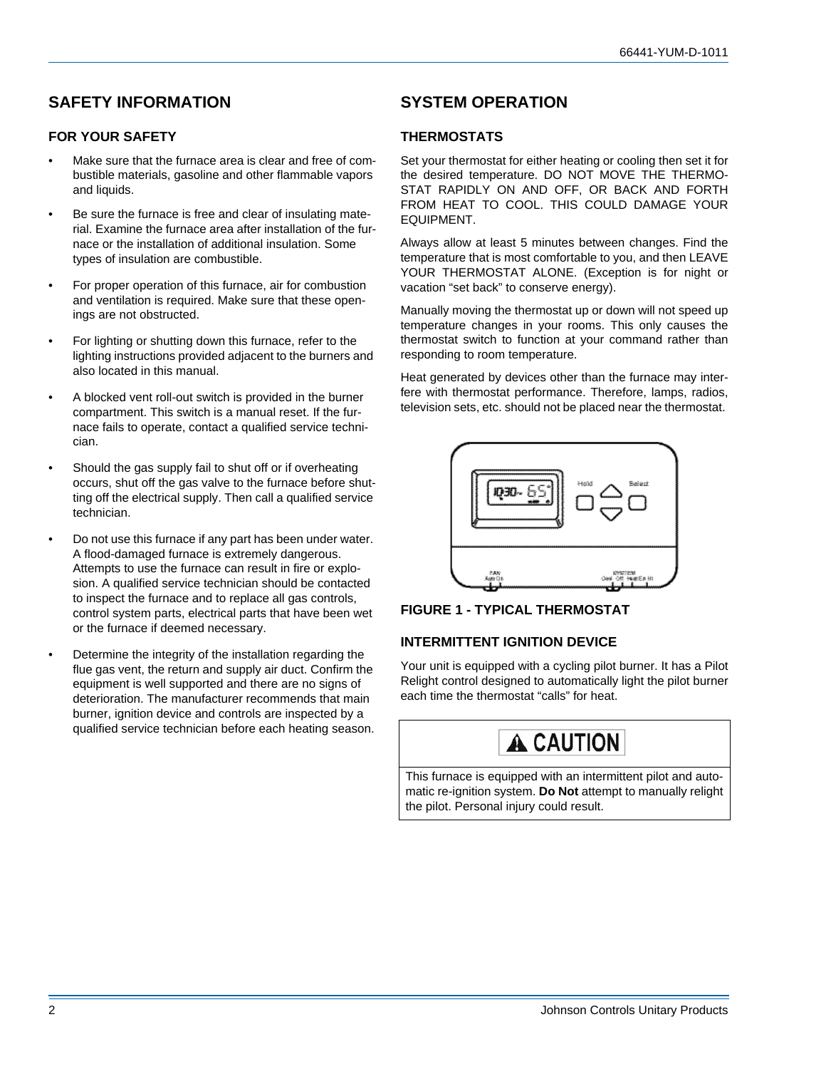## SAFETY INFORMATION

### FOR YOUR SAFETY

- Make sure that the furnace area is clear and free of combustible materials, gasoline and other flammable vapors and liquids.
- Be sure the furnace is free and clear of insulating material. Examine the furnace area after installation of the furnace or the installation of additional insulation. Some types of insulation are combustible.
- For proper operation of this furnace, air for combustion and ventilation is required. Make sure that these openings are not obstructed.
- For lighting or shutting down this furnace, refer to the lighting instructions provided adjacent to the burners and also located in this manual.
- A blocked vent roll-out switch is provided in the burner compartment. This switch is a manual reset. If the furnace fails to operate, contact a qualified service technician.
- Should the gas supply fail to shut off or if overheating occurs, shut off the gas valve to the furnace before shutting off the electrical supply. Then call a qualified service technician.
- Do not use this furnace if any part has been under water. A flood-damaged furnace is extremely dangerous. Attempts to use the furnace can result in fire or explosion. A qualified service technician should be contacted to inspect the furnace and to replace all gas controls, control system parts, electrical parts that have been wet or the furnace if deemed necessary.
- Determine the integrity of the installation regarding the flue gas vent, the return and supply air duct. Confirm the equipment is well supported and there are no signs of deterioration. The manufacturer recommends that main burner, ignition device and controls are inspected by a qualified service technician before each heating season.

## SYSTEM OPERATION

### THERMOSTATS

Set your thermostat for either heating or cooling then set it for the desired temperature. DO NOT MOVE THE THERMOSTAT RAPIDLY ON AND OFF, OR BACK AND FORTH FROM HEAT TO COOL. THIS COULD DAMAGE YOUR EQUIPMENT.

Always allow at least 5 minutes between changes. Find the temperature that is most comfortable to you, and then LEAVE YOUR THERMOSTAT ALONE. (Exception is for night or vacation "set back" to conserve energy).

Manually moving the thermostat up or down will not speed up temperature changes in your rooms. This only causes the thermostat switch to function at your command rather than responding to room temperature.

Heat generated by devices other than the furnace may interfere with thermostat performance. Therefore, lamps, radios, television sets, etc. should not be placed near the thermostat.

**FIGURE 1 - TYPICAL THERMOSTAT**

### INTERMITTENT IGNITION DEVICE

Your unit is equipped with a cycling pilot burner. It has a Pilot Relight control designed to automatically light the pilot burner each time the thermostat "calls" for heat.

**⚠ CAUTION**

This furnace is equipped with an intermittent pilot and automatic re-ignition system. **Do Not** attempt to manually relight the pilot. Personal injury could result.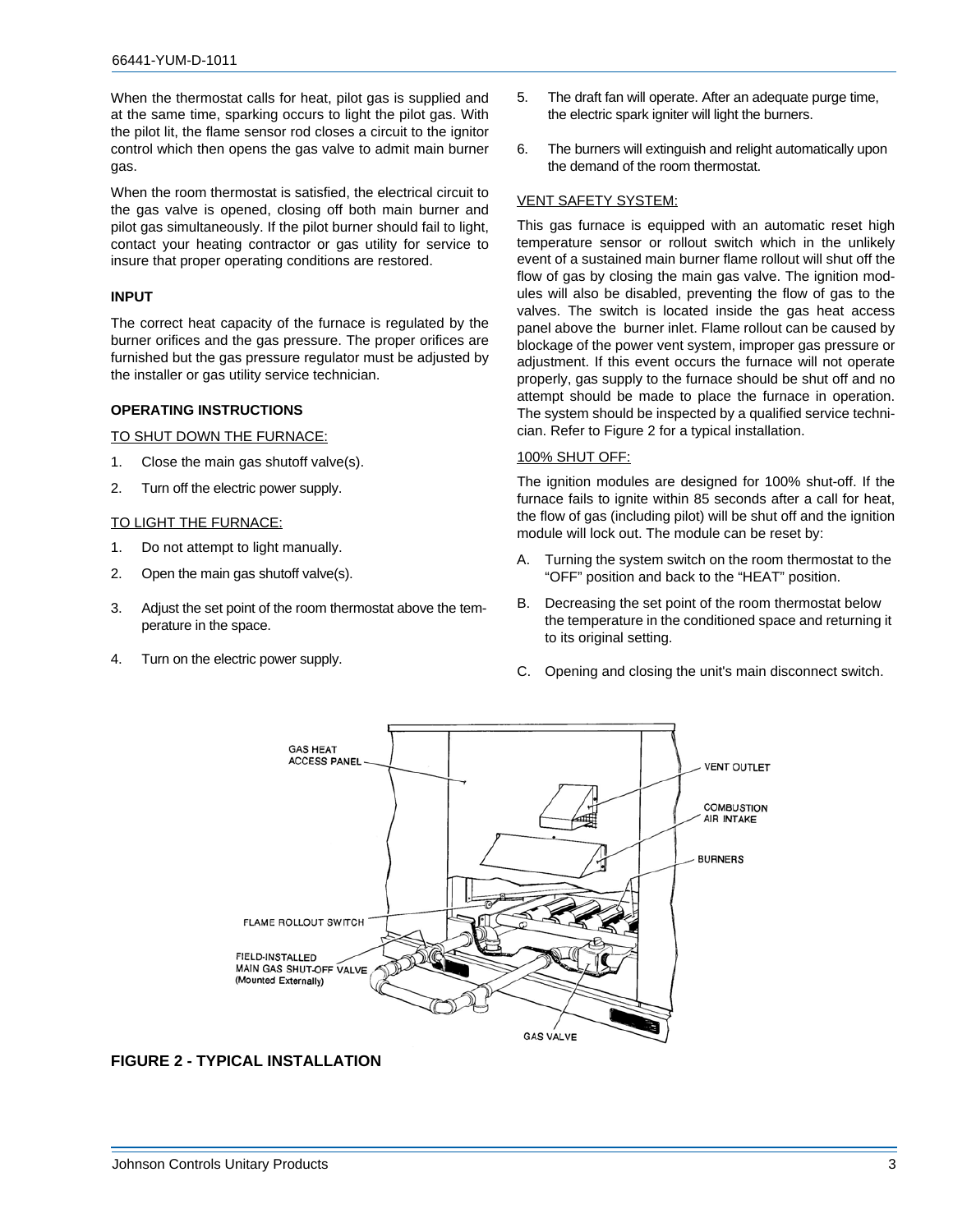When the thermostat calls for heat, pilot gas is supplied and at the same time, sparking occurs to light the pilot gas. With the pilot lit, the flame sensor rod closes a circuit to the ignitor control which then opens the gas valve to admit main burner gas.

When the room thermostat is satisfied, the electrical circuit to the gas valve is opened, closing off both main burner and pilot gas simultaneously. If the pilot burner should fail to light, contact your heating contractor or gas utility for service to insure that proper operating conditions are restored.

### INPUT

The correct heat capacity of the furnace is regulated by the burner orifices and the gas pressure. The proper orifices are furnished but the gas pressure regulator must be adjusted by the installer or gas utility service technician.

### OPERATING INSTRUCTIONS

TO SHUT DOWN THE FURNACE:

1. Close the main gas shutoff valve(s).
2. Turn off the electric power supply.

TO LIGHT THE FURNACE:

1. Do not attempt to light manually.
2. Open the main gas shutoff valve(s).
3. Adjust the set point of the room thermostat above the temperature in the space.
4. Turn on the electric power supply.
5. The draft fan will operate. After an adequate purge time, the electric spark igniter will light the burners.
6. The burners will extinguish and relight automatically upon the demand of the room thermostat.

VENT SAFETY SYSTEM:

This gas furnace is equipped with an automatic reset high temperature sensor or rollout switch which in the unlikely event of a sustained main burner flame rollout will shut off the flow of gas by closing the main gas valve. The ignition modules will also be disabled, preventing the flow of gas to the valves. The switch is located inside the gas heat access panel above the burner inlet. Flame rollout can be caused by blockage of the power vent system, improper gas pressure or adjustment. If this event occurs the furnace will not operate properly, gas supply to the furnace should be shut off and no attempt should be made to place the furnace in operation. The system should be inspected by a qualified service technician. Refer to Figure 2 for a typical installation.

100% SHUT OFF:

The ignition modules are designed for 100% shut-off. If the furnace fails to ignite within 85 seconds after a call for heat, the flow of gas (including pilot) will be shut off and the ignition module will lock out. The module can be reset by:

A. Turning the system switch on the room thermostat to the "OFF" position and back to the "HEAT" position.

B. Decreasing the set point of the room thermostat below the temperature in the conditioned space and returning it to its original setting.

C. Opening and closing the unit's main disconnect switch.

GAS HEAT ACCESS PANEL

VENT OUTLET

COMBUSTION AIR INTAKE

BURNERS

FLAME ROLLOUT SWITCH

FIELD-INSTALLED MAIN GAS SHUT-OFF VALVE (Mounted Externally)

GAS VALVE

**FIGURE 2 - TYPICAL INSTALLATION**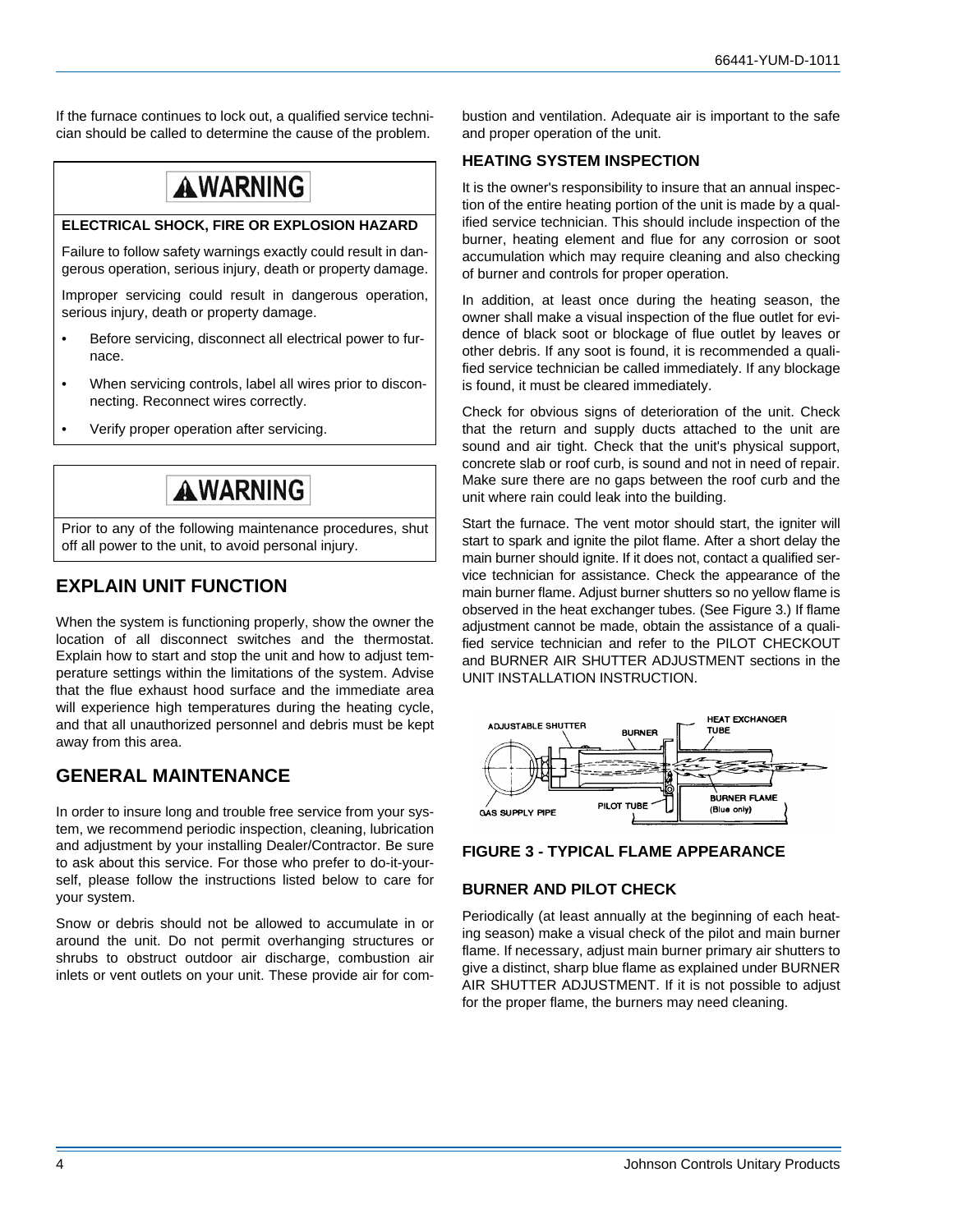If the furnace continues to lock out, a qualified service technician should be called to determine the cause of the problem.

> **⚠WARNING**
>
> **ELECTRICAL SHOCK, FIRE OR EXPLOSION HAZARD**
>
> Failure to follow safety warnings exactly could result in dangerous operation, serious injury, death or property damage.
>
> Improper servicing could result in dangerous operation, serious injury, death or property damage.
>
> - Before servicing, disconnect all electrical power to furnace.
> - When servicing controls, label all wires prior to disconnecting. Reconnect wires correctly.
> - Verify proper operation after servicing.

> **⚠WARNING**
>
> Prior to any of the following maintenance procedures, shut off all power to the unit, to avoid personal injury.

## EXPLAIN UNIT FUNCTION

When the system is functioning properly, show the owner the location of all disconnect switches and the thermostat. Explain how to start and stop the unit and how to adjust temperature settings within the limitations of the system. Advise that the flue exhaust hood surface and the immediate area will experience high temperatures during the heating cycle, and that all unauthorized personnel and debris must be kept away from this area.

## GENERAL MAINTENANCE

In order to insure long and trouble free service from your system, we recommend periodic inspection, cleaning, lubrication and adjustment by your installing Dealer/Contractor. Be sure to ask about this service. For those who prefer to do-it-yourself, please follow the instructions listed below to care for your system.

Snow or debris should not be allowed to accumulate in or around the unit. Do not permit overhanging structures or shrubs to obstruct outdoor air discharge, combustion air inlets or vent outlets on your unit. These provide air for combustion and ventilation. Adequate air is important to the safe and proper operation of the unit.

### HEATING SYSTEM INSPECTION

It is the owner's responsibility to insure that an annual inspection of the entire heating portion of the unit is made by a qualified service technician. This should include inspection of the burner, heating element and flue for any corrosion or soot accumulation which may require cleaning and also checking of burner and controls for proper operation.

In addition, at least once during the heating season, the owner shall make a visual inspection of the flue outlet for evidence of black soot or blockage of flue outlet by leaves or other debris. If any soot is found, it is recommended a qualified service technician be called immediately. If any blockage is found, it must be cleared immediately.

Check for obvious signs of deterioration of the unit. Check that the return and supply ducts attached to the unit are sound and air tight. Check that the unit's physical support, concrete slab or roof curb, is sound and not in need of repair. Make sure there are no gaps between the roof curb and the unit where rain could leak into the building.

Start the furnace. The vent motor should start, the igniter will start to spark and ignite the pilot flame. After a short delay the main burner should ignite. If it does not, contact a qualified service technician for assistance. Check the appearance of the main burner flame. Adjust burner shutters so no yellow flame is observed in the heat exchanger tubes. (See Figure 3.) If flame adjustment cannot be made, obtain the assistance of a qualified service technician and refer to the PILOT CHECKOUT and BURNER AIR SHUTTER ADJUSTMENT sections in the UNIT INSTALLATION INSTRUCTION.

**FIGURE 3 - TYPICAL FLAME APPEARANCE**

### BURNER AND PILOT CHECK

Periodically (at least annually at the beginning of each heating season) make a visual check of the pilot and main burner flame. If necessary, adjust main burner primary air shutters to give a distinct, sharp blue flame as explained under BURNER AIR SHUTTER ADJUSTMENT. If it is not possible to adjust for the proper flame, the burners may need cleaning.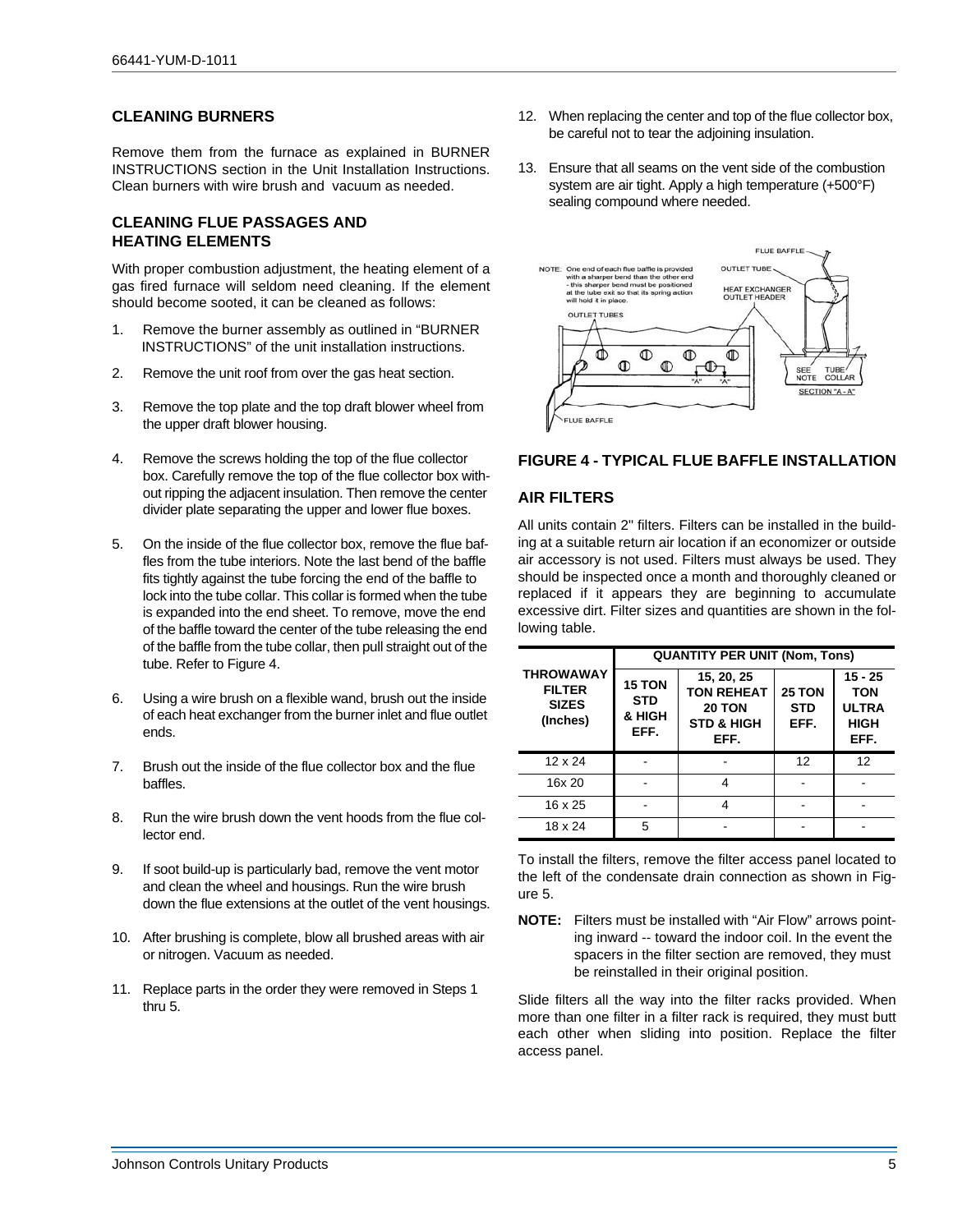## CLEANING BURNERS

Remove them from the furnace as explained in BURNER INSTRUCTIONS section in the Unit Installation Instructions. Clean burners with wire brush and vacuum as needed.

## CLEANING FLUE PASSAGES AND HEATING ELEMENTS

With proper combustion adjustment, the heating element of a gas fired furnace will seldom need cleaning. If the element should become sooted, it can be cleaned as follows:

1. Remove the burner assembly as outlined in "BURNER INSTRUCTIONS" of the unit installation instructions.
2. Remove the unit roof from over the gas heat section.
3. Remove the top plate and the top draft blower wheel from the upper draft blower housing.
4. Remove the screws holding the top of the flue collector box. Carefully remove the top of the flue collector box without ripping the adjacent insulation. Then remove the center divider plate separating the upper and lower flue boxes.
5. On the inside of the flue collector box, remove the flue baffles from the tube interiors. Note the last bend of the baffle fits tightly against the tube forcing the end of the baffle to lock into the tube collar. This collar is formed when the tube is expanded into the end sheet. To remove, move the end of the baffle toward the center of the tube releasing the end of the baffle from the tube collar, then pull straight out of the tube. Refer to Figure 4.
6. Using a wire brush on a flexible wand, brush out the inside of each heat exchanger from the burner inlet and flue outlet ends.
7. Brush out the inside of the flue collector box and the flue baffles.
8. Run the wire brush down the vent hoods from the flue collector end.
9. If soot build-up is particularly bad, remove the vent motor and clean the wheel and housings. Run the wire brush down the flue extensions at the outlet of the vent housings.
10. After brushing is complete, blow all brushed areas with air or nitrogen. Vacuum as needed.
11. Replace parts in the order they were removed in Steps 1 thru 5.
12. When replacing the center and top of the flue collector box, be careful not to tear the adjoining insulation.
13. Ensure that all seams on the vent side of the combustion system are air tight. Apply a high temperature (+500°F) sealing compound where needed.

NOTE: One end of each flue baffle is provided with a sharper bend than the other end - this sharper bend must be positioned at the tube exit so that its spring action will hold it in place.

**FIGURE 4 - TYPICAL FLUE BAFFLE INSTALLATION**

## AIR FILTERS

All units contain 2" filters. Filters can be installed in the building at a suitable return air location if an economizer or outside air accessory is not used. Filters must always be used. They should be inspected once a month and thoroughly cleaned or replaced if it appears they are beginning to accumulate excessive dirt. Filter sizes and quantities are shown in the following table.

| THROWAWAY FILTER SIZES (Inches) | QUANTITY PER UNIT (Nom, Tons) | | | |
|---|---|---|---|---|
| | 15 TON STD & HIGH EFF. | 15, 20, 25 TON REHEAT 20 TON STD & HIGH EFF. | 25 TON STD EFF. | 15 - 25 TON ULTRA HIGH EFF. |
| 12 x 24 | - | - | 12 | 12 |
| 16x 20 | - | 4 | - | - |
| 16 x 25 | - | 4 | - | - |
| 18 x 24 | 5 | - | - | - |

To install the filters, remove the filter access panel located to the left of the condensate drain connection as shown in Figure 5.

**NOTE:** Filters must be installed with "Air Flow" arrows pointing inward -- toward the indoor coil. In the event the spacers in the filter section are removed, they must be reinstalled in their original position.

Slide filters all the way into the filter racks provided. When more than one filter in a filter rack is required, they must butt each other when sliding into position. Replace the filter access panel.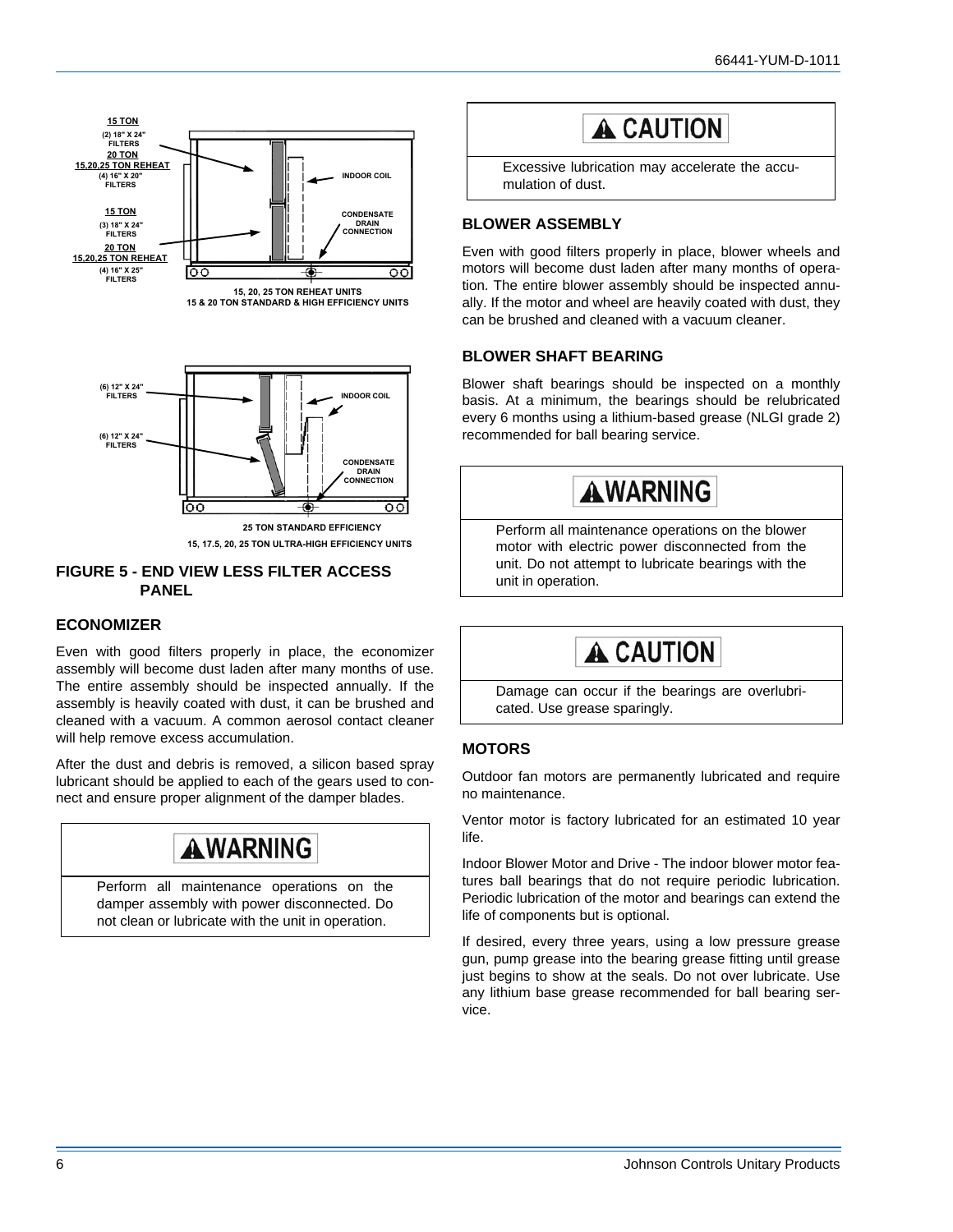15 TON
(2) 18" X 24" FILTERS
20 TON
15,20,25 TON REHEAT
(4) 16" X 20" FILTERS

15 TON
(3) 18" X 24" FILTERS
20 TON
15,20,25 TON REHEAT
(4) 16" X 25" FILTERS

INDOOR COIL

CONDENSATE DRAIN CONNECTION

15, 20, 25 TON REHEAT UNITS
15 & 20 TON STANDARD & HIGH EFFICIENCY UNITS

(6) 12" X 24" FILTERS

(6) 12" X 24" FILTERS

INDOOR COIL

CONDENSATE DRAIN CONNECTION

25 TON STANDARD EFFICIENCY
15, 17.5, 20, 25 TON ULTRA-HIGH EFFICIENCY UNITS

**FIGURE 5 - END VIEW LESS FILTER ACCESS PANEL**

### ECONOMIZER

Even with good filters properly in place, the economizer assembly will become dust laden after many months of use. The entire assembly should be inspected annually. If the assembly is heavily coated with dust, it can be brushed and cleaned with a vacuum. A common aerosol contact cleaner will help remove excess accumulation.

After the dust and debris is removed, a silicon based spray lubricant should be applied to each of the gears used to connect and ensure proper alignment of the damper blades.

> **⚠ WARNING**
>
> Perform all maintenance operations on the damper assembly with power disconnected. Do not clean or lubricate with the unit in operation.

> **⚠ CAUTION**
>
> Excessive lubrication may accelerate the accumulation of dust.

### BLOWER ASSEMBLY

Even with good filters properly in place, blower wheels and motors will become dust laden after many months of operation. The entire blower assembly should be inspected annually. If the motor and wheel are heavily coated with dust, they can be brushed and cleaned with a vacuum cleaner.

### BLOWER SHAFT BEARING

Blower shaft bearings should be inspected on a monthly basis. At a minimum, the bearings should be relubricated every 6 months using a lithium-based grease (NLGI grade 2) recommended for ball bearing service.

> **⚠ WARNING**
>
> Perform all maintenance operations on the blower motor with electric power disconnected from the unit. Do not attempt to lubricate bearings with the unit in operation.

> **⚠ CAUTION**
>
> Damage can occur if the bearings are overlubricated. Use grease sparingly.

### MOTORS

Outdoor fan motors are permanently lubricated and require no maintenance.

Ventor motor is factory lubricated for an estimated 10 year life.

Indoor Blower Motor and Drive - The indoor blower motor features ball bearings that do not require periodic lubrication. Periodic lubrication of the motor and bearings can extend the life of components but is optional.

If desired, every three years, using a low pressure grease gun, pump grease into the bearing grease fitting until grease just begins to show at the seals. Do not over lubricate. Use any lithium base grease recommended for ball bearing service.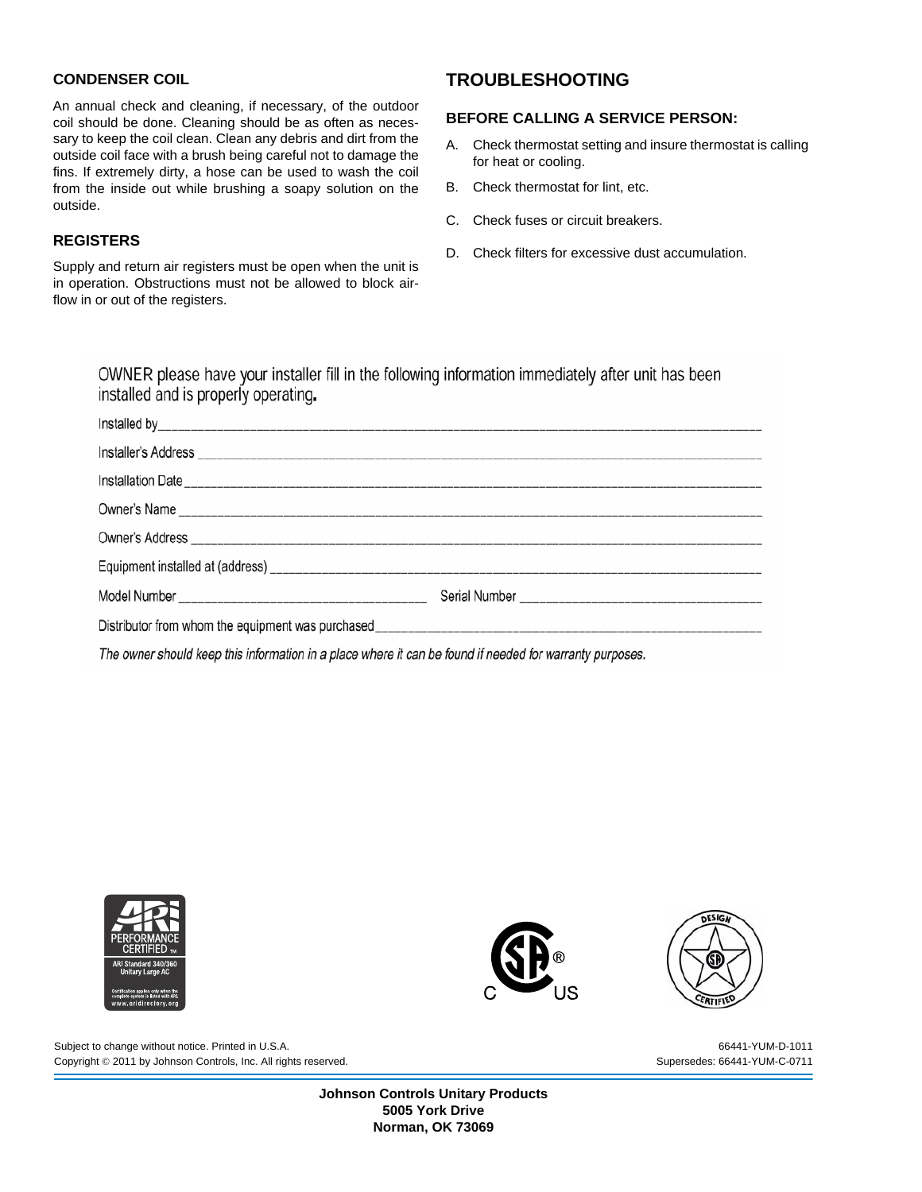### CONDENSER COIL

An annual check and cleaning, if necessary, of the outdoor coil should be done. Cleaning should be as often as necessary to keep the coil clean. Clean any debris and dirt from the outside coil face with a brush being careful not to damage the fins. If extremely dirty, a hose can be used to wash the coil from the inside out while brushing a soapy solution on the outside.

### REGISTERS

Supply and return air registers must be open when the unit is in operation. Obstructions must not be allowed to block airflow in or out of the registers.

## TROUBLESHOOTING

### BEFORE CALLING A SERVICE PERSON:

A. Check thermostat setting and insure thermostat is calling for heat or cooling.

B. Check thermostat for lint, etc.

C. Check fuses or circuit breakers.

D. Check filters for excessive dust accumulation.

OWNER please have your installer fill in the following information immediately after unit has been installed and is properly operating.

Installed by___________________________________________

Installer's Address ______________________________________

Installation Date _______________________________________

Owner's Name _________________________________________

Owner's Address _______________________________________

Equipment installed at (address) __________________________

Model Number ___________________ Serial Number ___________________

Distributor from whom the equipment was purchased___________________

*The owner should keep this information in a place where it can be found if needed for warranty purposes.*

ARI PERFORMANCE CERTIFIED ™
ARI Standard 340/360
Unitary Large AC
Certification applies only when the complete system is listed with ARI.
www.aridirectory.org

Subject to change without notice. Printed in U.S.A.
Copyright © 2011 by Johnson Controls, Inc. All rights reserved.

66441-YUM-D-1011
Supersedes: 66441-YUM-C-0711

**Johnson Controls Unitary Products**
**5005 York Drive**
**Norman, OK 73069**